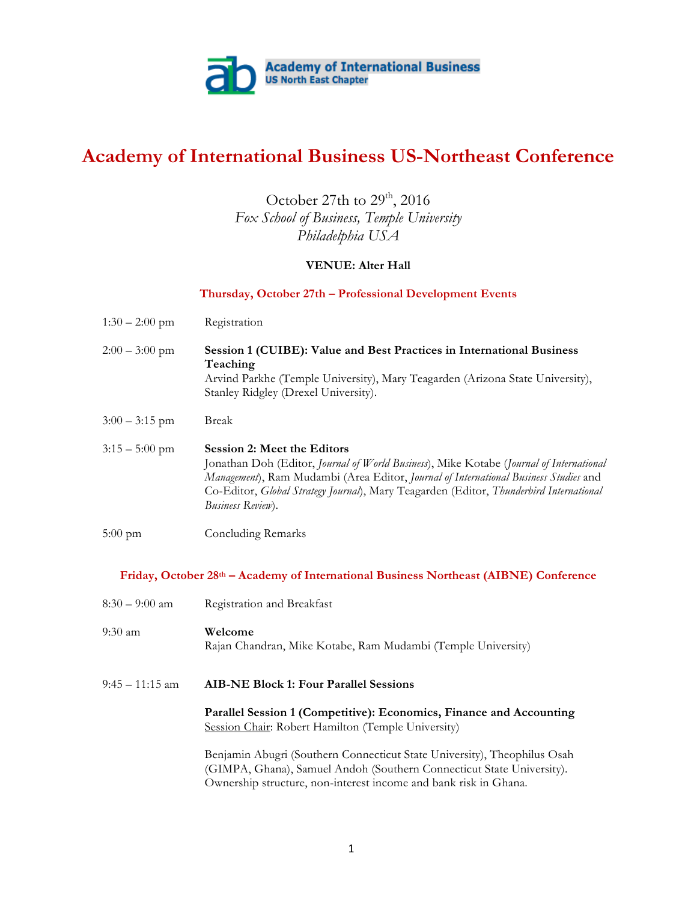Academy of International Business
US North East Chapter

# Academy of International Business US-Northeast Conference

October 27th to 29th, 2016
*Fox School of Business, Temple University*
*Philadelphia USA*

**VENUE: Alter Hall**

## Thursday, October 27th – Professional Development Events

1:30 – 2:00 pm Registration

2:00 – 3:00 pm **Session 1 (CUIBE): Value and Best Practices in International Business Teaching**
Arvind Parkhe (Temple University), Mary Teagarden (Arizona State University), Stanley Ridgley (Drexel University).

3:00 – 3:15 pm Break

3:15 – 5:00 pm **Session 2: Meet the Editors**
Jonathan Doh (Editor, *Journal of World Business*), Mike Kotabe (*Journal of International Management*), Ram Mudambi (Area Editor, *Journal of International Business Studies* and Co-Editor, *Global Strategy Journal*), Mary Teagarden (Editor, *Thunderbird International Business Review*).

5:00 pm Concluding Remarks

## Friday, October 28th – Academy of International Business Northeast (AIBNE) Conference

8:30 – 9:00 am Registration and Breakfast

9:30 am **Welcome**
Rajan Chandran, Mike Kotabe, Ram Mudambi (Temple University)

9:45 – 11:15 am **AIB-NE Block 1: Four Parallel Sessions**

**Parallel Session 1 (Competitive): Economics, Finance and Accounting**
Session Chair: Robert Hamilton (Temple University)

Benjamin Abugri (Southern Connecticut State University), Theophilus Osah (GIMPA, Ghana), Samuel Andoh (Southern Connecticut State University). Ownership structure, non-interest income and bank risk in Ghana.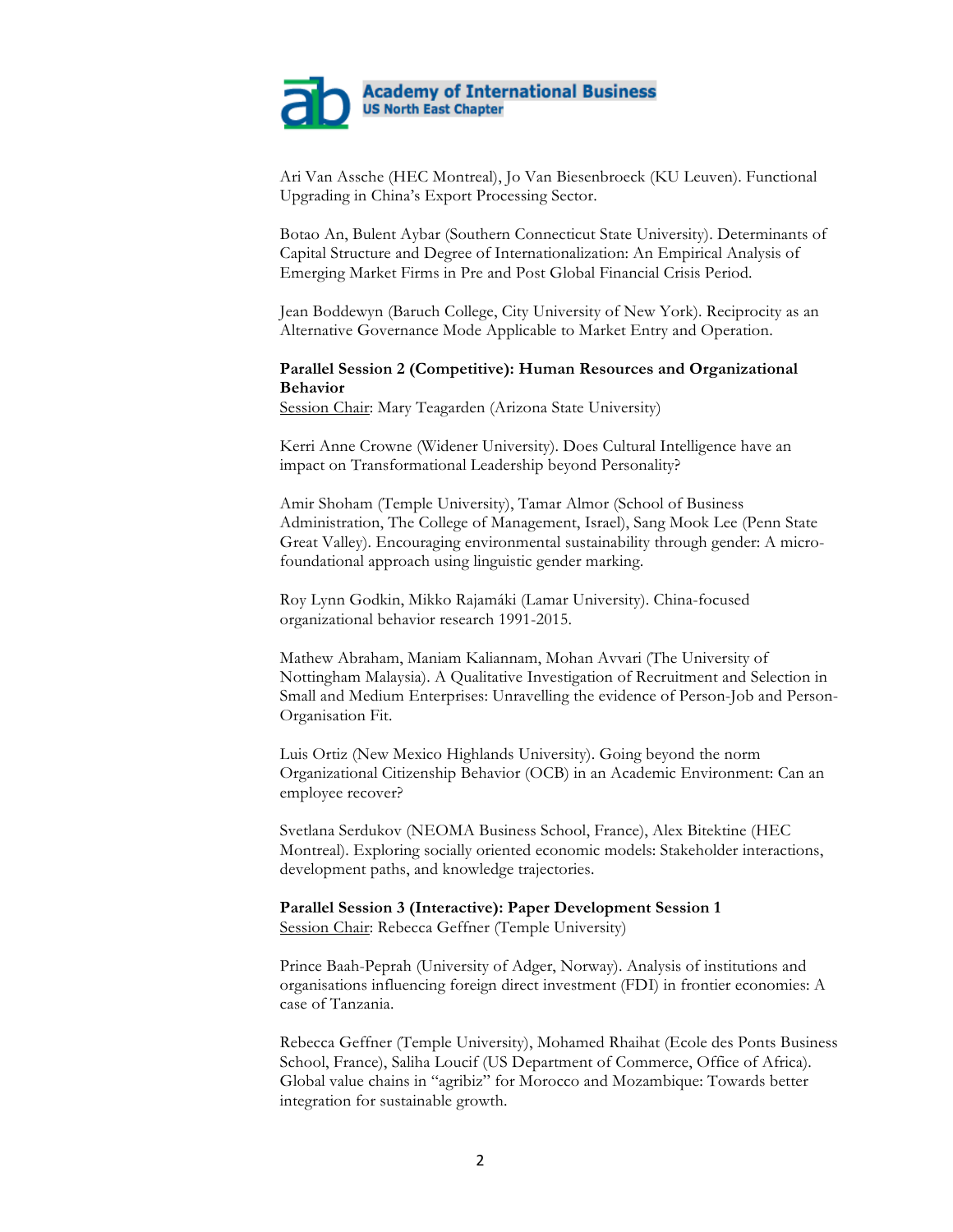Ari Van Assche (HEC Montreal), Jo Van Biesenbroeck (KU Leuven). Functional Upgrading in China's Export Processing Sector.

Botao An, Bulent Aybar (Southern Connecticut State University). Determinants of Capital Structure and Degree of Internationalization: An Empirical Analysis of Emerging Market Firms in Pre and Post Global Financial Crisis Period.

Jean Boddewyn (Baruch College, City University of New York). Reciprocity as an Alternative Governance Mode Applicable to Market Entry and Operation.

**Parallel Session 2 (Competitive): Human Resources and Organizational Behavior**
Session Chair: Mary Teagarden (Arizona State University)

Kerri Anne Crowne (Widener University). Does Cultural Intelligence have an impact on Transformational Leadership beyond Personality?

Amir Shoham (Temple University), Tamar Almor (School of Business Administration, The College of Management, Israel), Sang Mook Lee (Penn State Great Valley). Encouraging environmental sustainability through gender: A micro-foundational approach using linguistic gender marking.

Roy Lynn Godkin, Mikko Rajamáki (Lamar University). China-focused organizational behavior research 1991-2015.

Mathew Abraham, Maniam Kaliannam, Mohan Avvari (The University of Nottingham Malaysia). A Qualitative Investigation of Recruitment and Selection in Small and Medium Enterprises: Unravelling the evidence of Person-Job and Person-Organisation Fit.

Luis Ortiz (New Mexico Highlands University). Going beyond the norm Organizational Citizenship Behavior (OCB) in an Academic Environment: Can an employee recover?

Svetlana Serdukov (NEOMA Business School, France), Alex Bitektine (HEC Montreal). Exploring socially oriented economic models: Stakeholder interactions, development paths, and knowledge trajectories.

**Parallel Session 3 (Interactive): Paper Development Session 1**
Session Chair: Rebecca Geffner (Temple University)

Prince Baah-Peprah (University of Adger, Norway). Analysis of institutions and organisations influencing foreign direct investment (FDI) in frontier economies: A case of Tanzania.

Rebecca Geffner (Temple University), Mohamed Rhaihat (Ecole des Ponts Business School, France), Saliha Loucif (US Department of Commerce, Office of Africa). Global value chains in "agribiz" for Morocco and Mozambique: Towards better integration for sustainable growth.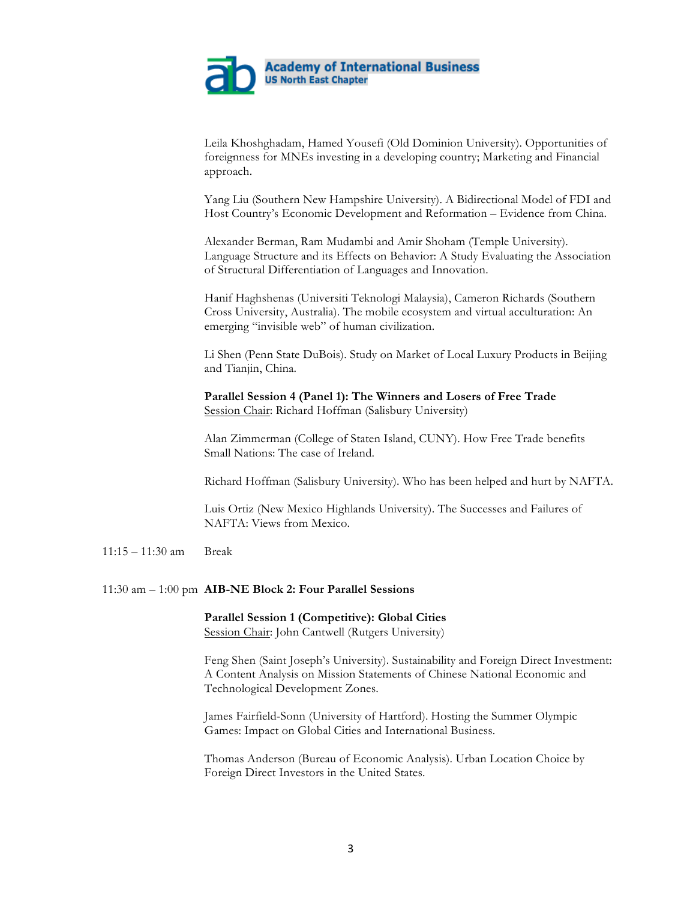Leila Khoshghadam, Hamed Yousefi (Old Dominion University). Opportunities of foreignness for MNEs investing in a developing country; Marketing and Financial approach.

Yang Liu (Southern New Hampshire University). A Bidirectional Model of FDI and Host Country's Economic Development and Reformation – Evidence from China.

Alexander Berman, Ram Mudambi and Amir Shoham (Temple University). Language Structure and its Effects on Behavior: A Study Evaluating the Association of Structural Differentiation of Languages and Innovation.

Hanif Haghshenas (Universiti Teknologi Malaysia), Cameron Richards (Southern Cross University, Australia). The mobile ecosystem and virtual acculturation: An emerging "invisible web" of human civilization.

Li Shen (Penn State DuBois). Study on Market of Local Luxury Products in Beijing and Tianjin, China.

**Parallel Session 4 (Panel 1): The Winners and Losers of Free Trade**
Session Chair: Richard Hoffman (Salisbury University)

Alan Zimmerman (College of Staten Island, CUNY). How Free Trade benefits Small Nations: The case of Ireland.

Richard Hoffman (Salisbury University). Who has been helped and hurt by NAFTA.

Luis Ortiz (New Mexico Highlands University). The Successes and Failures of NAFTA: Views from Mexico.

11:15 – 11:30 am Break

11:30 am – 1:00 pm **AIB-NE Block 2: Four Parallel Sessions**

**Parallel Session 1 (Competitive): Global Cities**
Session Chair: John Cantwell (Rutgers University)

Feng Shen (Saint Joseph's University). Sustainability and Foreign Direct Investment: A Content Analysis on Mission Statements of Chinese National Economic and Technological Development Zones.

James Fairfield-Sonn (University of Hartford). Hosting the Summer Olympic Games: Impact on Global Cities and International Business.

Thomas Anderson (Bureau of Economic Analysis). Urban Location Choice by Foreign Direct Investors in the United States.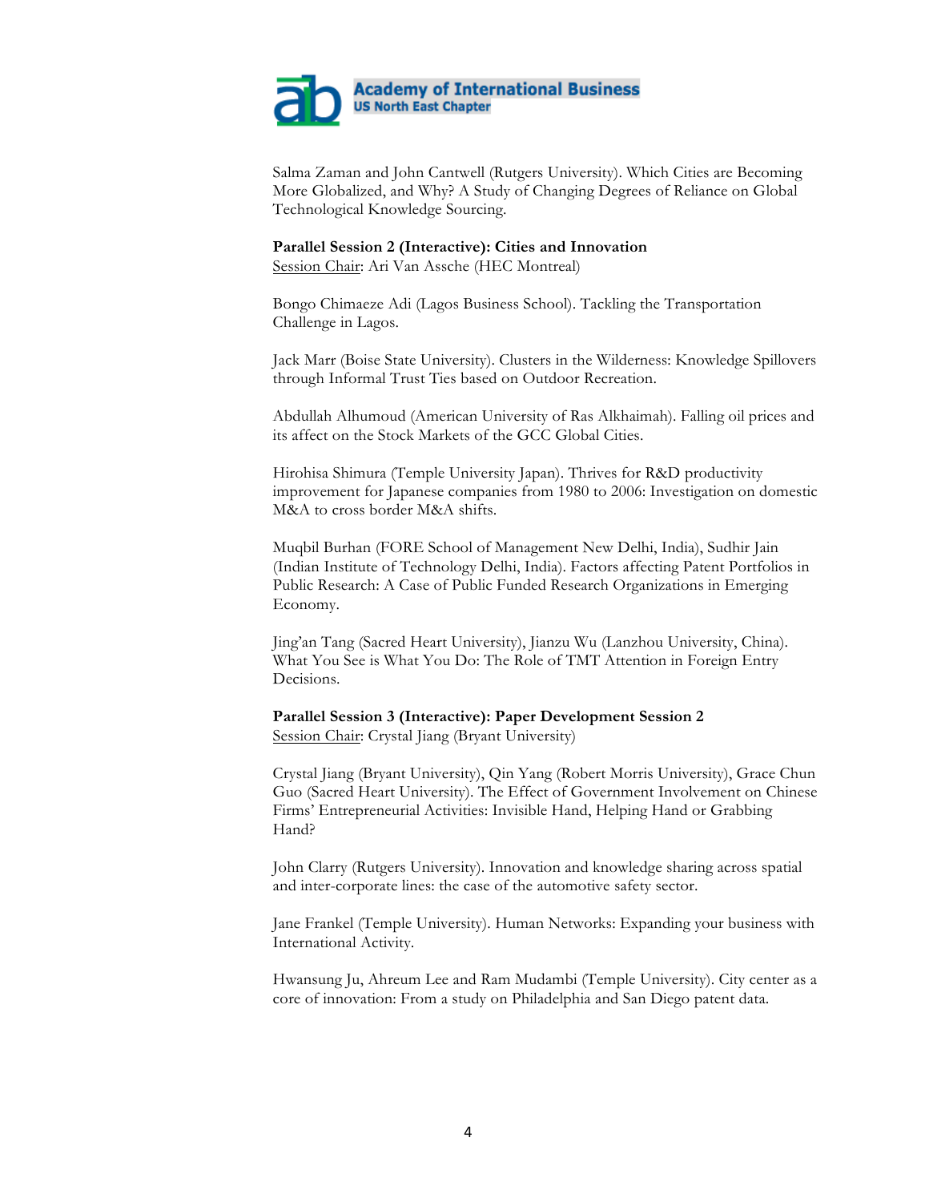Salma Zaman and John Cantwell (Rutgers University). Which Cities are Becoming More Globalized, and Why? A Study of Changing Degrees of Reliance on Global Technological Knowledge Sourcing.

**Parallel Session 2 (Interactive): Cities and Innovation**
Session Chair: Ari Van Assche (HEC Montreal)

Bongo Chimaeze Adi (Lagos Business School). Tackling the Transportation Challenge in Lagos.

Jack Marr (Boise State University). Clusters in the Wilderness: Knowledge Spillovers through Informal Trust Ties based on Outdoor Recreation.

Abdullah Alhumoud (American University of Ras Alkhaimah). Falling oil prices and its affect on the Stock Markets of the GCC Global Cities.

Hirohisa Shimura (Temple University Japan). Thrives for R&D productivity improvement for Japanese companies from 1980 to 2006: Investigation on domestic M&A to cross border M&A shifts.

Muqbil Burhan (FORE School of Management New Delhi, India), Sudhir Jain (Indian Institute of Technology Delhi, India). Factors affecting Patent Portfolios in Public Research: A Case of Public Funded Research Organizations in Emerging Economy.

Jing'an Tang (Sacred Heart University), Jianzu Wu (Lanzhou University, China). What You See is What You Do: The Role of TMT Attention in Foreign Entry Decisions.

**Parallel Session 3 (Interactive): Paper Development Session 2**
Session Chair: Crystal Jiang (Bryant University)

Crystal Jiang (Bryant University), Qin Yang (Robert Morris University), Grace Chun Guo (Sacred Heart University). The Effect of Government Involvement on Chinese Firms' Entrepreneurial Activities: Invisible Hand, Helping Hand or Grabbing Hand?

John Clarry (Rutgers University). Innovation and knowledge sharing across spatial and inter-corporate lines: the case of the automotive safety sector.

Jane Frankel (Temple University). Human Networks: Expanding your business with International Activity.

Hwansung Ju, Ahreum Lee and Ram Mudambi (Temple University). City center as a core of innovation: From a study on Philadelphia and San Diego patent data.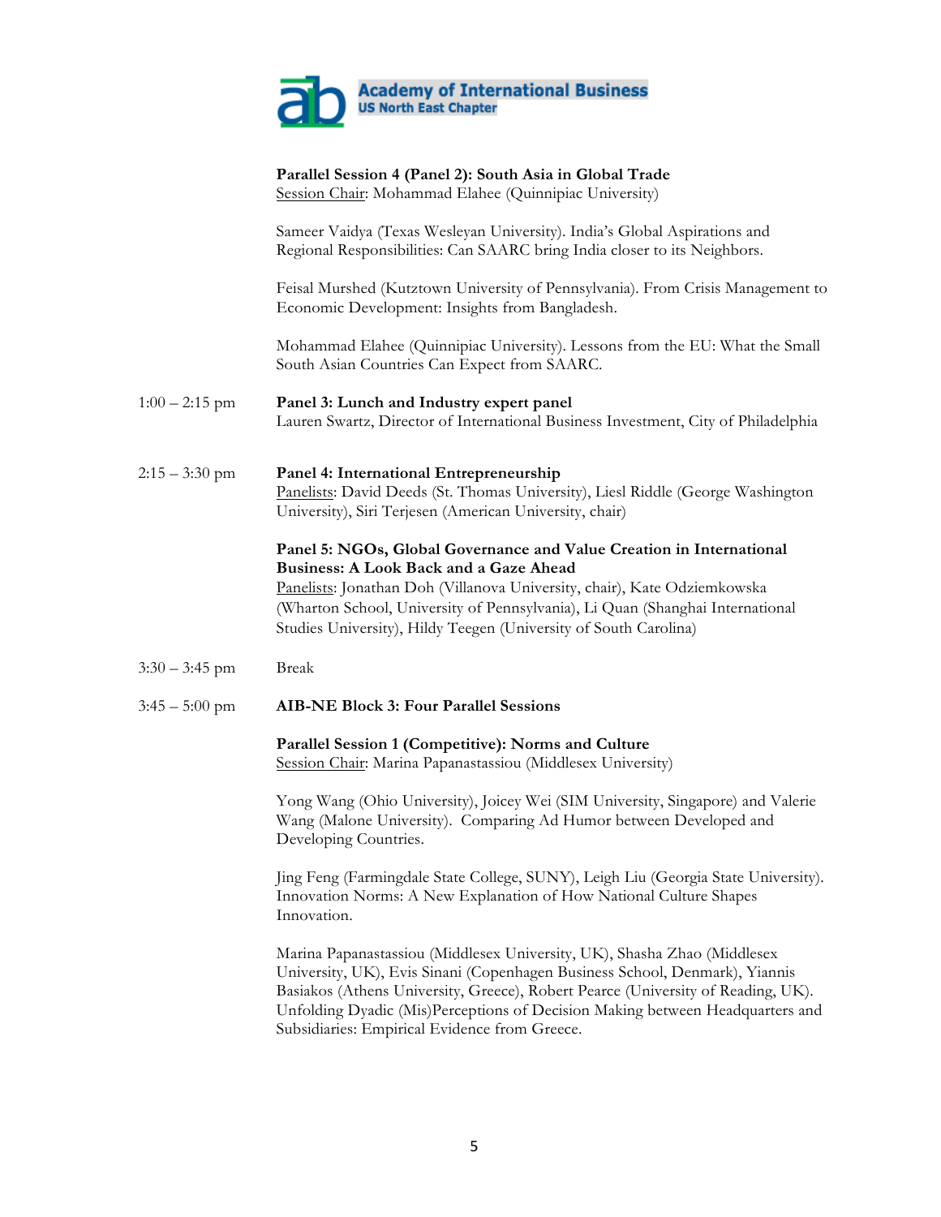**Parallel Session 4 (Panel 2): South Asia in Global Trade**
Session Chair: Mohammad Elahee (Quinnipiac University)

Sameer Vaidya (Texas Wesleyan University). India's Global Aspirations and Regional Responsibilities: Can SAARC bring India closer to its Neighbors.

Feisal Murshed (Kutztown University of Pennsylvania). From Crisis Management to Economic Development: Insights from Bangladesh.

Mohammad Elahee (Quinnipiac University). Lessons from the EU: What the Small South Asian Countries Can Expect from SAARC.

1:00 – 2:15 pm **Panel 3: Lunch and Industry expert panel**
Lauren Swartz, Director of International Business Investment, City of Philadelphia

2:15 – 3:30 pm **Panel 4: International Entrepreneurship**
Panelists: David Deeds (St. Thomas University), Liesl Riddle (George Washington University), Siri Terjesen (American University, chair)

**Panel 5: NGOs, Global Governance and Value Creation in International Business: A Look Back and a Gaze Ahead**
Panelists: Jonathan Doh (Villanova University, chair), Kate Odziemkowska (Wharton School, University of Pennsylvania), Li Quan (Shanghai International Studies University), Hildy Teegen (University of South Carolina)

3:30 – 3:45 pm Break

3:45 – 5:00 pm **AIB-NE Block 3: Four Parallel Sessions**

**Parallel Session 1 (Competitive): Norms and Culture**
Session Chair: Marina Papanastassiou (Middlesex University)

Yong Wang (Ohio University), Joicey Wei (SIM University, Singapore) and Valerie Wang (Malone University). Comparing Ad Humor between Developed and Developing Countries.

Jing Feng (Farmingdale State College, SUNY), Leigh Liu (Georgia State University). Innovation Norms: A New Explanation of How National Culture Shapes Innovation.

Marina Papanastassiou (Middlesex University, UK), Shasha Zhao (Middlesex University, UK), Evis Sinani (Copenhagen Business School, Denmark), Yiannis Basiakos (Athens University, Greece), Robert Pearce (University of Reading, UK). Unfolding Dyadic (Mis)Perceptions of Decision Making between Headquarters and Subsidiaries: Empirical Evidence from Greece.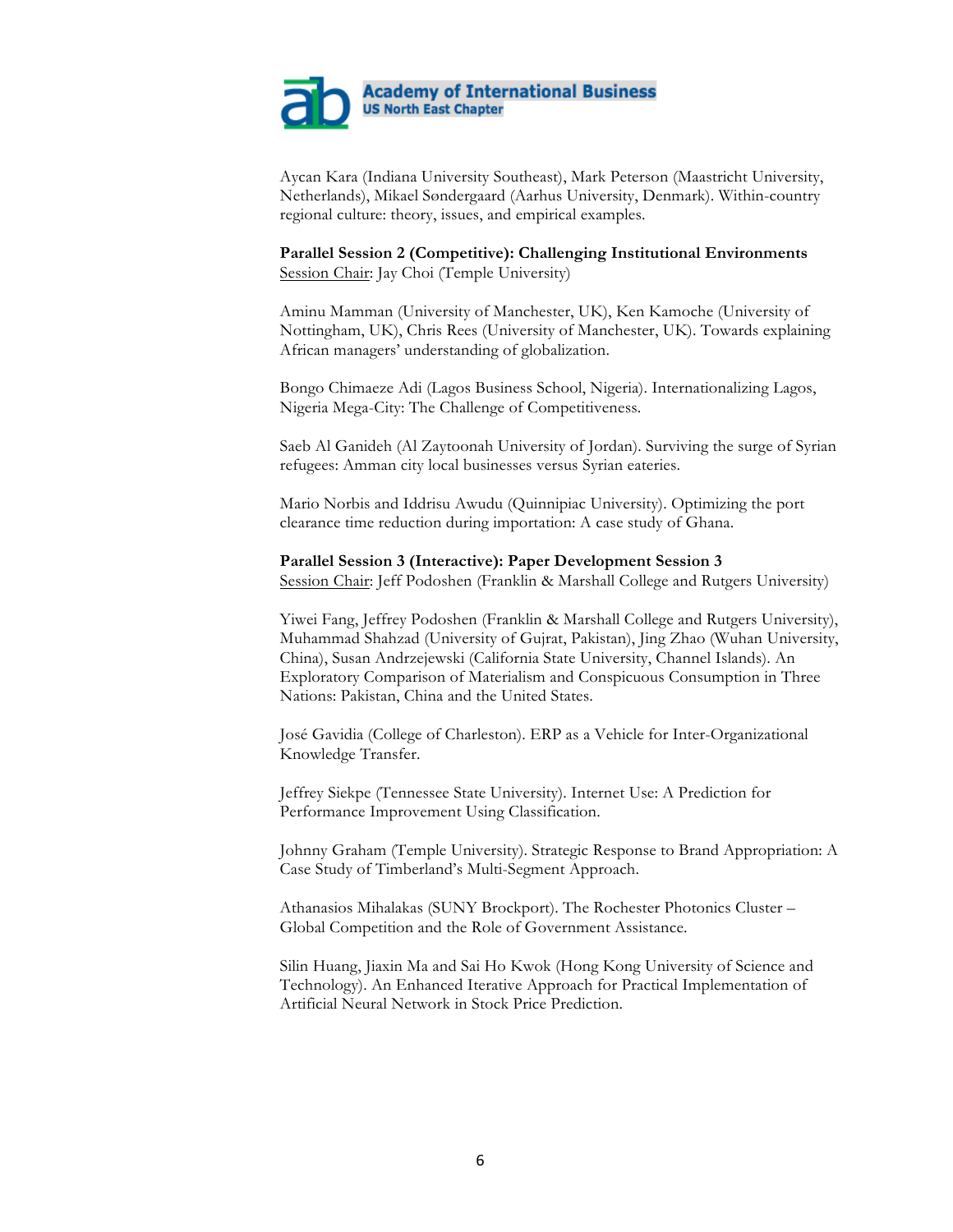Aycan Kara (Indiana University Southeast), Mark Peterson (Maastricht University, Netherlands), Mikael Søndergaard (Aarhus University, Denmark). Within-country regional culture: theory, issues, and empirical examples.

**Parallel Session 2 (Competitive): Challenging Institutional Environments**
Session Chair: Jay Choi (Temple University)

Aminu Mamman (University of Manchester, UK), Ken Kamoche (University of Nottingham, UK), Chris Rees (University of Manchester, UK). Towards explaining African managers' understanding of globalization.

Bongo Chimaeze Adi (Lagos Business School, Nigeria). Internationalizing Lagos, Nigeria Mega-City: The Challenge of Competitiveness.

Saeb Al Ganideh (Al Zaytoonah University of Jordan). Surviving the surge of Syrian refugees: Amman city local businesses versus Syrian eateries.

Mario Norbis and Iddrisu Awudu (Quinnipiac University). Optimizing the port clearance time reduction during importation: A case study of Ghana.

**Parallel Session 3 (Interactive): Paper Development Session 3**
Session Chair: Jeff Podoshen (Franklin & Marshall College and Rutgers University)

Yiwei Fang, Jeffrey Podoshen (Franklin & Marshall College and Rutgers University), Muhammad Shahzad (University of Gujrat, Pakistan), Jing Zhao (Wuhan University, China), Susan Andrzejewski (California State University, Channel Islands). An Exploratory Comparison of Materialism and Conspicuous Consumption in Three Nations: Pakistan, China and the United States.

José Gavidia (College of Charleston). ERP as a Vehicle for Inter-Organizational Knowledge Transfer.

Jeffrey Siekpe (Tennessee State University). Internet Use: A Prediction for Performance Improvement Using Classification.

Johnny Graham (Temple University). Strategic Response to Brand Appropriation: A Case Study of Timberland's Multi-Segment Approach.

Athanasios Mihalakas (SUNY Brockport). The Rochester Photonics Cluster – Global Competition and the Role of Government Assistance.

Silin Huang, Jiaxin Ma and Sai Ho Kwok (Hong Kong University of Science and Technology). An Enhanced Iterative Approach for Practical Implementation of Artificial Neural Network in Stock Price Prediction.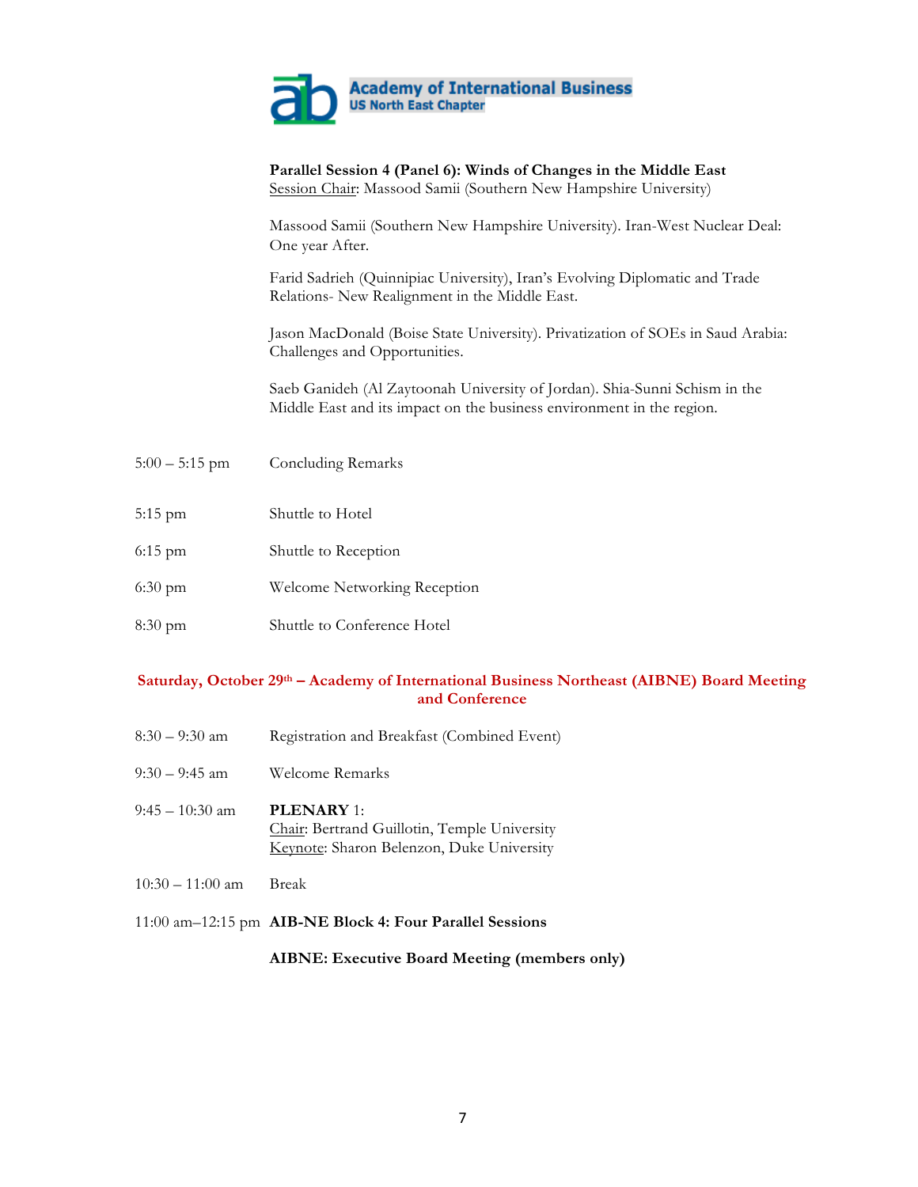**Academy of International Business**
**US North East Chapter**

**Parallel Session 4 (Panel 6): Winds of Changes in the Middle East**
Session Chair: Massood Samii (Southern New Hampshire University)

Massood Samii (Southern New Hampshire University). Iran-West Nuclear Deal: One year After.

Farid Sadrieh (Quinnipiac University), Iran's Evolving Diplomatic and Trade Relations- New Realignment in the Middle East.

Jason MacDonald (Boise State University). Privatization of SOEs in Saud Arabia: Challenges and Opportunities.

Saeb Ganideh (Al Zaytoonah University of Jordan). Shia-Sunni Schism in the Middle East and its impact on the business environment in the region.

5:00 – 5:15 pm — Concluding Remarks

5:15 pm — Shuttle to Hotel

6:15 pm — Shuttle to Reception

6:30 pm — Welcome Networking Reception

8:30 pm — Shuttle to Conference Hotel

## Saturday, October 29th – Academy of International Business Northeast (AIBNE) Board Meeting and Conference

8:30 – 9:30 am — Registration and Breakfast (Combined Event)

9:30 – 9:45 am — Welcome Remarks

9:45 – 10:30 am — **PLENARY** 1:
Chair: Bertrand Guillotin, Temple University
Keynote: Sharon Belenzon, Duke University

10:30 – 11:00 am — Break

11:00 am–12:15 pm — **AIB-NE Block 4: Four Parallel Sessions**

**AIBNE: Executive Board Meeting (members only)**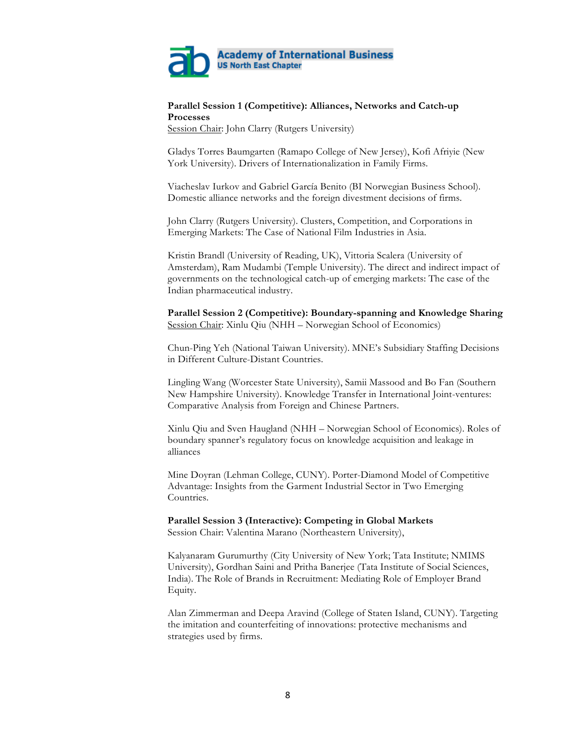**Academy of International Business**
**US North East Chapter**

**Parallel Session 1 (Competitive): Alliances, Networks and Catch-up Processes**
Session Chair: John Clarry (Rutgers University)

Gladys Torres Baumgarten (Ramapo College of New Jersey), Kofi Afriyie (New York University). Drivers of Internationalization in Family Firms.

Viacheslav Iurkov and Gabriel García Benito (BI Norwegian Business School). Domestic alliance networks and the foreign divestment decisions of firms.

John Clarry (Rutgers University). Clusters, Competition, and Corporations in Emerging Markets: The Case of National Film Industries in Asia.

Kristin Brandl (University of Reading, UK), Vittoria Scalera (University of Amsterdam), Ram Mudambi (Temple University). The direct and indirect impact of governments on the technological catch-up of emerging markets: The case of the Indian pharmaceutical industry.

**Parallel Session 2 (Competitive): Boundary-spanning and Knowledge Sharing**
Session Chair: Xinlu Qiu (NHH – Norwegian School of Economics)

Chun-Ping Yeh (National Taiwan University). MNE's Subsidiary Staffing Decisions in Different Culture-Distant Countries.

Lingling Wang (Worcester State University), Samii Massood and Bo Fan (Southern New Hampshire University). Knowledge Transfer in International Joint-ventures: Comparative Analysis from Foreign and Chinese Partners.

Xinlu Qiu and Sven Haugland (NHH – Norwegian School of Economics). Roles of boundary spanner's regulatory focus on knowledge acquisition and leakage in alliances

Mine Doyran (Lehman College, CUNY). Porter-Diamond Model of Competitive Advantage: Insights from the Garment Industrial Sector in Two Emerging Countries.

**Parallel Session 3 (Interactive): Competing in Global Markets**
Session Chair: Valentina Marano (Northeastern University),

Kalyanaram Gurumurthy (City University of New York; Tata Institute; NMIMS University), Gordhan Saini and Pritha Banerjee (Tata Institute of Social Sciences, India). The Role of Brands in Recruitment: Mediating Role of Employer Brand Equity.

Alan Zimmerman and Deepa Aravind (College of Staten Island, CUNY). Targeting the imitation and counterfeiting of innovations: protective mechanisms and strategies used by firms.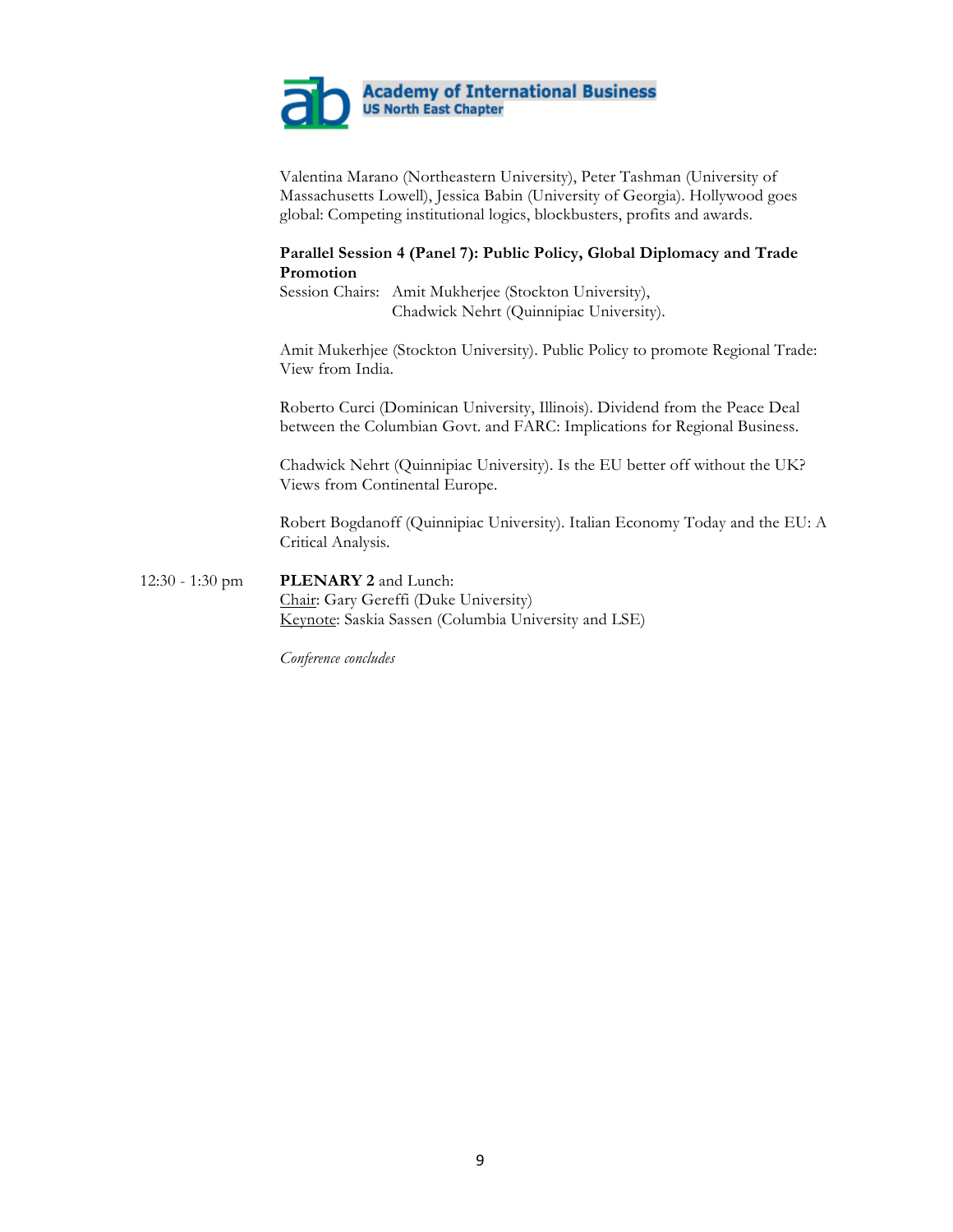Valentina Marano (Northeastern University), Peter Tashman (University of Massachusetts Lowell), Jessica Babin (University of Georgia). Hollywood goes global: Competing institutional logics, blockbusters, profits and awards.

**Parallel Session 4 (Panel 7): Public Policy, Global Diplomacy and Trade Promotion**

Session Chairs: Amit Mukherjee (Stockton University),
Chadwick Nehrt (Quinnipiac University).

Amit Mukerhjee (Stockton University). Public Policy to promote Regional Trade: View from India.

Roberto Curci (Dominican University, Illinois). Dividend from the Peace Deal between the Columbian Govt. and FARC: Implications for Regional Business.

Chadwick Nehrt (Quinnipiac University). Is the EU better off without the UK? Views from Continental Europe.

Robert Bogdanoff (Quinnipiac University). Italian Economy Today and the EU: A Critical Analysis.

12:30 - 1:30 pm **PLENARY 2** and Lunch:
Chair: Gary Gereffi (Duke University)
Keynote: Saskia Sassen (Columbia University and LSE)

*Conference concludes*